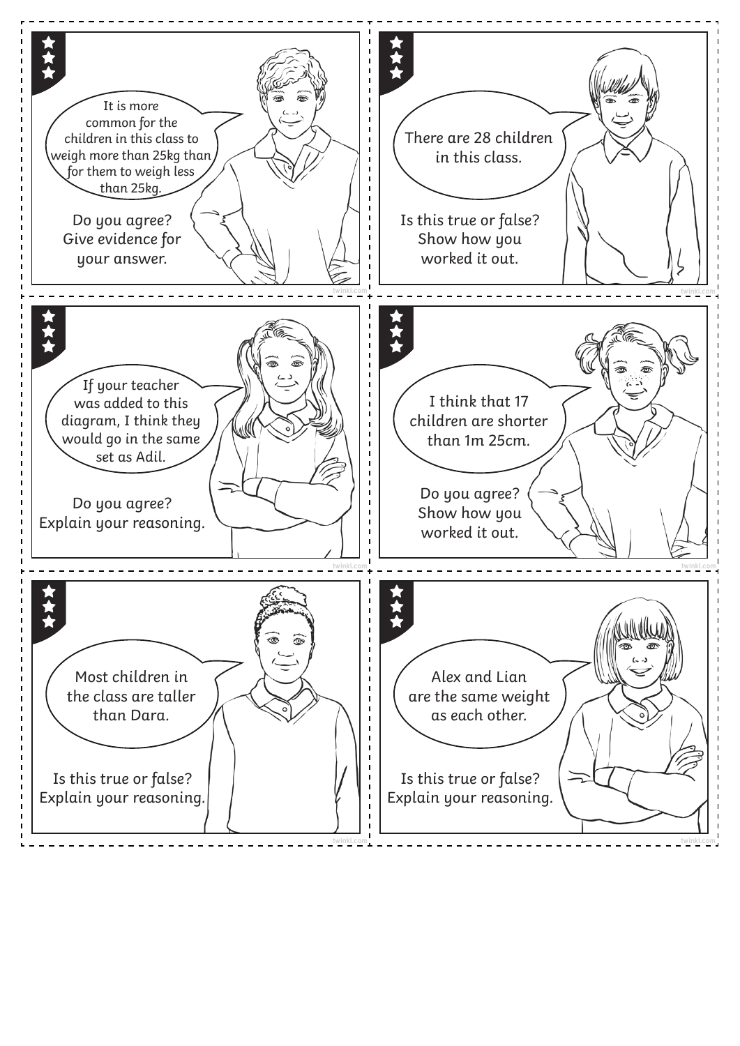It is more common for the children in this class to weigh more than 25kg than for them to weigh less than 25kg.

Do you agree? Give evidence for your answer.

---

There are 28 children in this class.

Is this true or false? Show how you worked it out.

---

If your teacher was added to this diagram, I think they would go in the same set as Adil.

Do you agree? Explain your reasoning.

---

I think that 17 children are shorter than 1m 25cm.

Do you agree? Show how you worked it out.

---

Most children in the class are taller than Dara.

Is this true or false? Explain your reasoning.

---

Alex and Lian are the same weight as each other.

Is this true or false? Explain your reasoning.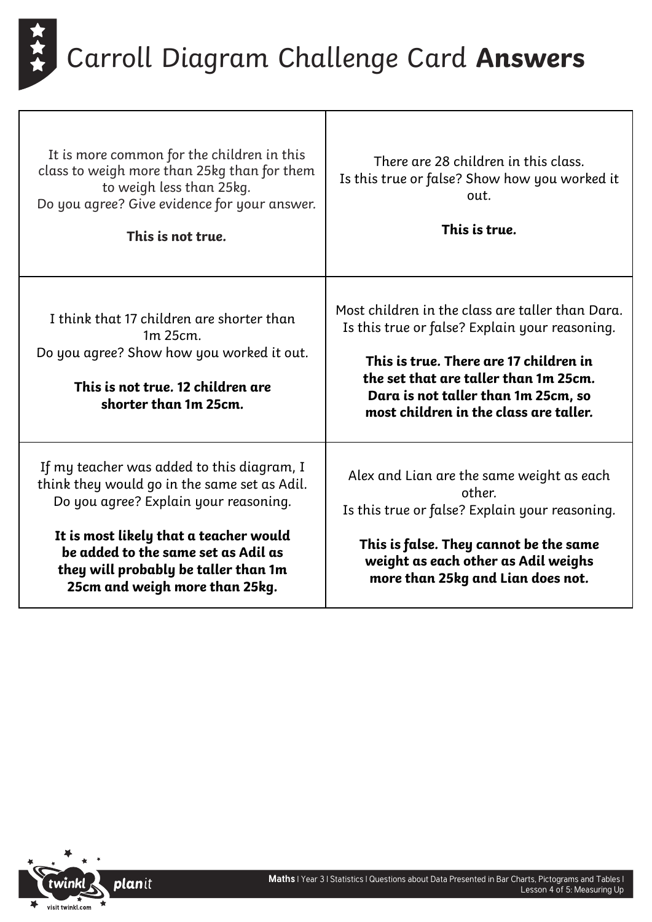# Carroll Diagram Challenge Card **Answers**

| | |
|---|---|
| It is more common for the children in this class to weigh more than 25kg than for them to weigh less than 25kg.<br>Do you agree? Give evidence for your answer.<br><br>**This is not true.** | There are 28 children in this class.<br>Is this true or false? Show how you worked it out.<br><br>**This is true.** |
| I think that 17 children are shorter than 1m 25cm.<br>Do you agree? Show how you worked it out.<br><br>**This is not true. 12 children are shorter than 1m 25cm.** | Most children in the class are taller than Dara.<br>Is this true or false? Explain your reasoning.<br><br>**This is true. There are 17 children in the set that are taller than 1m 25cm. Dara is not taller than 1m 25cm, so most children in the class are taller.** |
| If my teacher was added to this diagram, I think they would go in the same set as Adil.<br>Do you agree? Explain your reasoning.<br><br>***It is most likely that a teacher would be added to the same set as Adil as they will probably be taller than 1m 25cm and weigh more than 25kg.*** | Alex and Lian are the same weight as each other.<br>Is this true or false? Explain your reasoning.<br><br>**This is false. They cannot be the same weight as each other as Adil weighs more than 25kg and Lian does not.** |